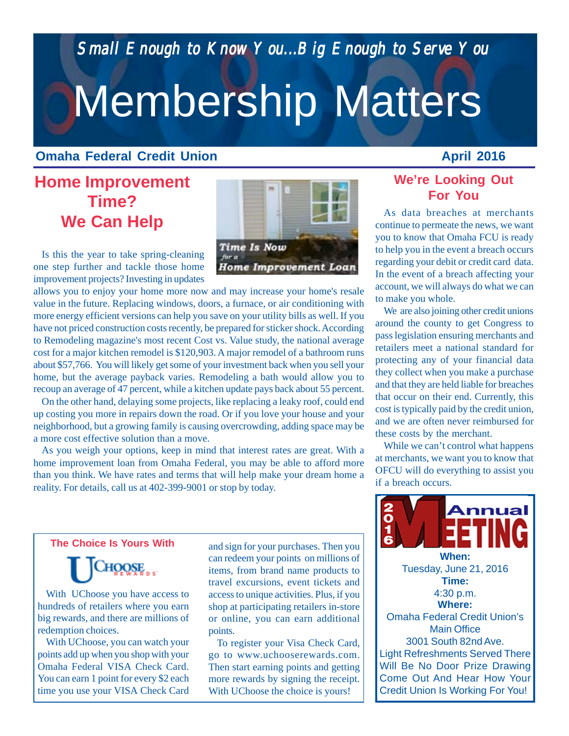*Small Enough to Know You...Big Enough to Serve You*

# Membership Matters

**Omaha Federal Credit Union** **April 2016**

## Home Improvement Time? We Can Help

Time Is Now for a Home Improvement Loan

Is this the year to take spring-cleaning one step further and tackle those home improvement projects? Investing in updates allows you to enjoy your home more now and may increase your home's resale value in the future. Replacing windows, doors, a furnace, or air conditioning with more energy efficient versions can help you save on your utility bills as well. If you have not priced construction costs recently, be prepared for sticker shock. According to Remodeling magazine's most recent Cost vs. Value study, the national average cost for a major kitchen remodel is $120,903. A major remodel of a bathroom runs about $57,766. You will likely get some of your investment back when you sell your home, but the average payback varies. Remodeling a bath would allow you to recoup an average of 47 percent, while a kitchen update pays back about 55 percent.

On the other hand, delaying some projects, like replacing a leaky roof, could end up costing you more in repairs down the road. Or if you love your house and your neighborhood, but a growing family is causing overcrowding, adding space may be a more cost effective solution than a move.

As you weigh your options, keep in mind that interest rates are great. With a home improvement loan from Omaha Federal, you may be able to afford more than you think. We have rates and terms that will help make your dream home a reality. For details, call us at 402-399-9001 or stop by today.

## We're Looking Out For You

As data breaches at merchants continue to permeate the news, we want you to know that Omaha FCU is ready to help you in the event a breach occurs regarding your debit or credit card data. In the event of a breach affecting your account, we will always do what we can to make you whole.

We are also joining other credit unions around the county to get Congress to pass legislation ensuring merchants and retailers meet a national standard for protecting any of your financial data they collect when you make a purchase and that they are held liable for breaches that occur on their end. Currently, this cost is typically paid by the credit union, and we are often never reimbursed for these costs by the merchant.

While we can't control what happens at merchants, we want you to know that OFCU will do everything to assist you if a breach occurs.

### The Choice Is Yours With UChoose Rewards

With UChoose you have access to hundreds of retailers where you earn big rewards, and there are millions of redemption choices.

With UChoose, you can watch your points add up when you shop with your Omaha Federal VISA Check Card. You can earn 1 point for every $2 each time you use your VISA Check Card and sign for your purchases. Then you can redeem your points on millions of items, from brand name products to travel excursions, event tickets and access to unique activities. Plus, if you shop at participating retailers in-store or online, you can earn additional points.

To register your Visa Check Card, go to www.uchooserewards.com. Then start earning points and getting more rewards by signing the receipt. With UChoose the choice is yours!

### 2016 Annual Meeting

**When:**
Tuesday, June 21, 2016

**Time:**
4:30 p.m.

**Where:**
Omaha Federal Credit Union's Main Office
3001 South 82nd Ave.

Light Refreshments Served There Will Be No Door Prize Drawing
Come Out And Hear How Your Credit Union Is Working For You!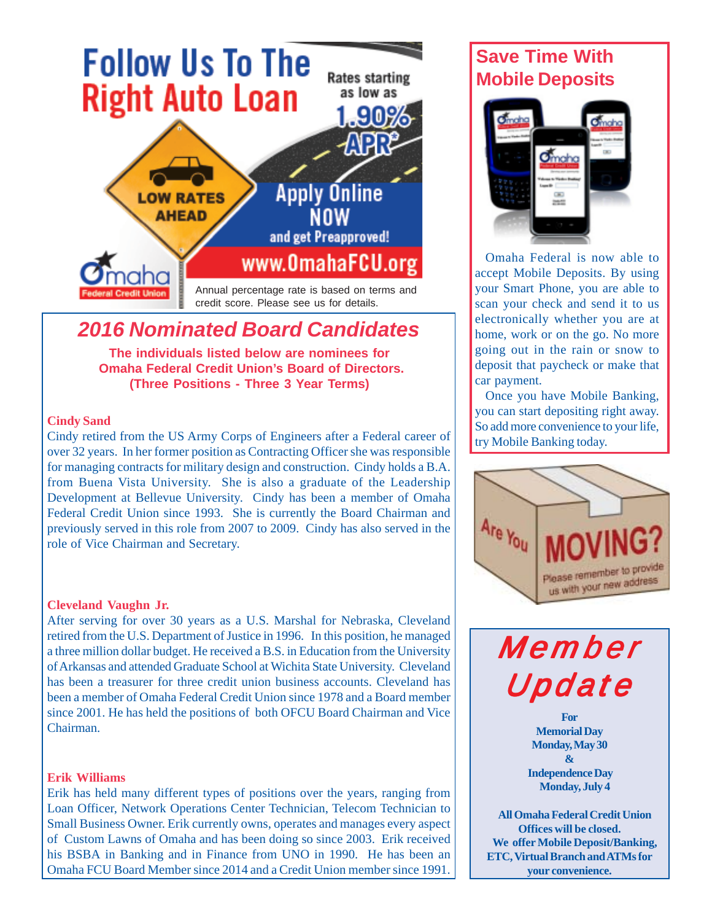# Follow Us To The Right Auto Loan

Rates starting as low as **1.90% APR***

LOW RATES AHEAD

**Apply Online NOW and get Preapproved!**

**www.OmahaFCU.org**

Omaha Federal Credit Union

Annual percentage rate is based on terms and credit score. Please see us for details.

## *2016 Nominated Board Candidates*

**The individuals listed below are nominees for Omaha Federal Credit Union's Board of Directors. (Three Positions - Three 3 Year Terms)**

**Cindy Sand**

Cindy retired from the US Army Corps of Engineers after a Federal career of over 32 years. In her former position as Contracting Officer she was responsible for managing contracts for military design and construction. Cindy holds a B.A. from Buena Vista University. She is also a graduate of the Leadership Development at Bellevue University. Cindy has been a member of Omaha Federal Credit Union since 1993. She is currently the Board Chairman and previously served in this role from 2007 to 2009. Cindy has also served in the role of Vice Chairman and Secretary.

**Cleveland Vaughn Jr.**

After serving for over 30 years as a U.S. Marshal for Nebraska, Cleveland retired from the U.S. Department of Justice in 1996. In this position, he managed a three million dollar budget. He received a B.S. in Education from the University of Arkansas and attended Graduate School at Wichita State University. Cleveland has been a treasurer for three credit union business accounts. Cleveland has been a member of Omaha Federal Credit Union since 1978 and a Board member since 2001. He has held the positions of both OFCU Board Chairman and Vice Chairman.

**Erik Williams**

Erik has held many different types of positions over the years, ranging from Loan Officer, Network Operations Center Technician, Telecom Technician to Small Business Owner. Erik currently owns, operates and manages every aspect of Custom Lawns of Omaha and has been doing so since 2003. Erik received his BSBA in Banking and in Finance from UNO in 1990. He has been an Omaha FCU Board Member since 2014 and a Credit Union member since 1991.

## Save Time With Mobile Deposits

Omaha Federal is now able to accept Mobile Deposits. By using your Smart Phone, you are able to scan your check and send it to us electronically whether you are at home, work or on the go. No more going out in the rain or snow to deposit that paycheck or make that car payment.

Once you have Mobile Banking, you can start depositing right away. So add more convenience to your life, try Mobile Banking today.

Are You **MOVING?**

Please remember to provide us with your new address

## *Member Update*

**For**
**Memorial Day**
**Monday, May 30**
**&**
**Independence Day**
**Monday, July 4**

**All Omaha Federal Credit Union Offices will be closed.**
**We offer Mobile Deposit/Banking, ETC, Virtual Branch and ATMs for your convenience.**